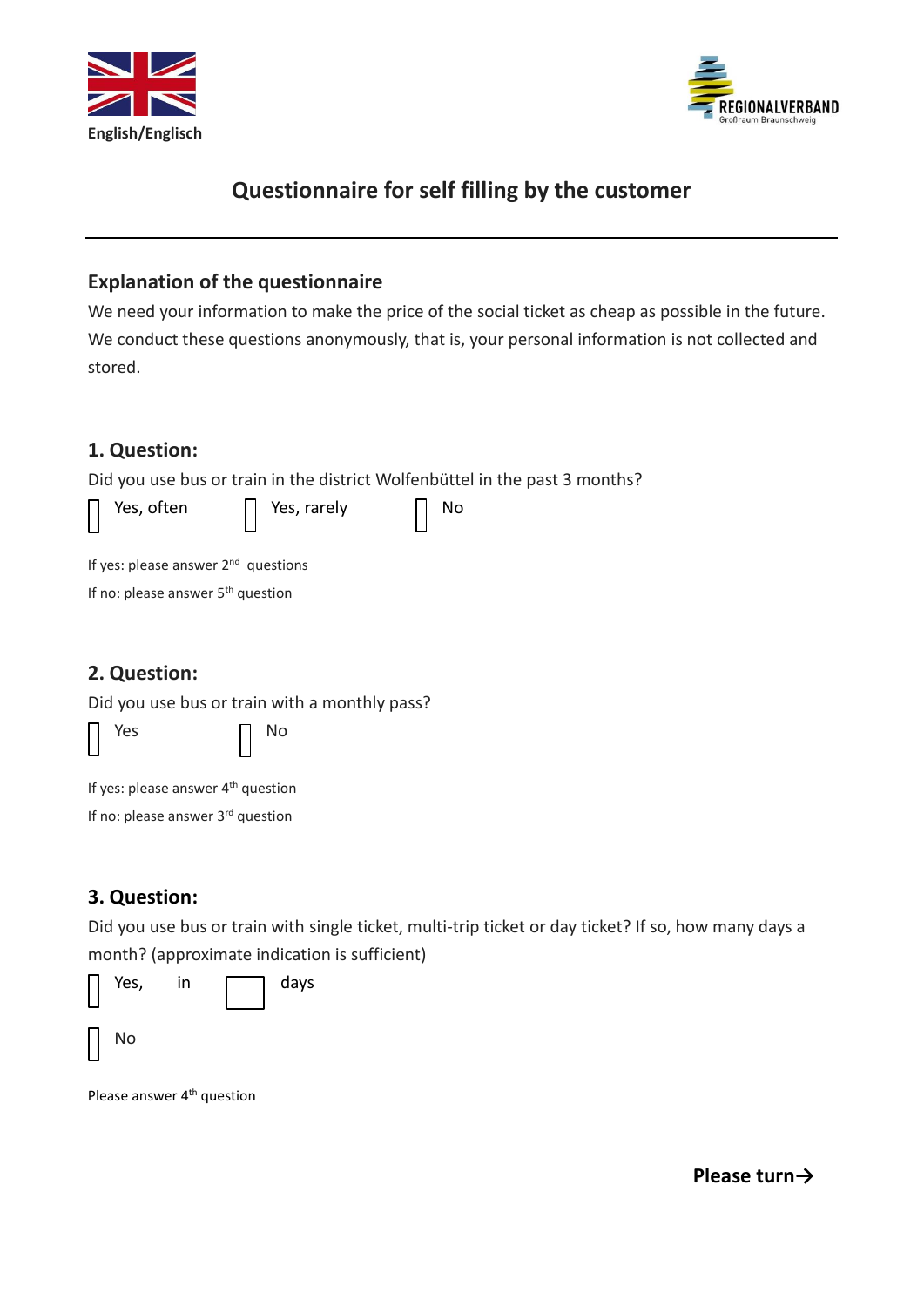English/Englisch

REGIONALVERBAND
Großraum Braunschweig

# Questionnaire for self filling by the customer

---

## Explanation of the questionnaire

We need your information to make the price of the social ticket as cheap as possible in the future. We conduct these questions anonymously, that is, your personal information is not collected and stored.

## 1. Question:

Did you use bus or train in the district Wolfenbüttel in the past 3 months?

☐ Yes, often ☐ Yes, rarely ☐ No

If yes: please answer 2nd questions

If no: please answer 5th question

## 2. Question:

Did you use bus or train with a monthly pass?

☐ Yes ☐ No

If yes: please answer 4th question

If no: please answer 3rd question

## 3. Question:

Did you use bus or train with single ticket, multi-trip ticket or day ticket? If so, how many days a month? (approximate indication is sufficient)

☐ Yes, in ☐ days

☐ No

Please answer 4th question

**Please turn→**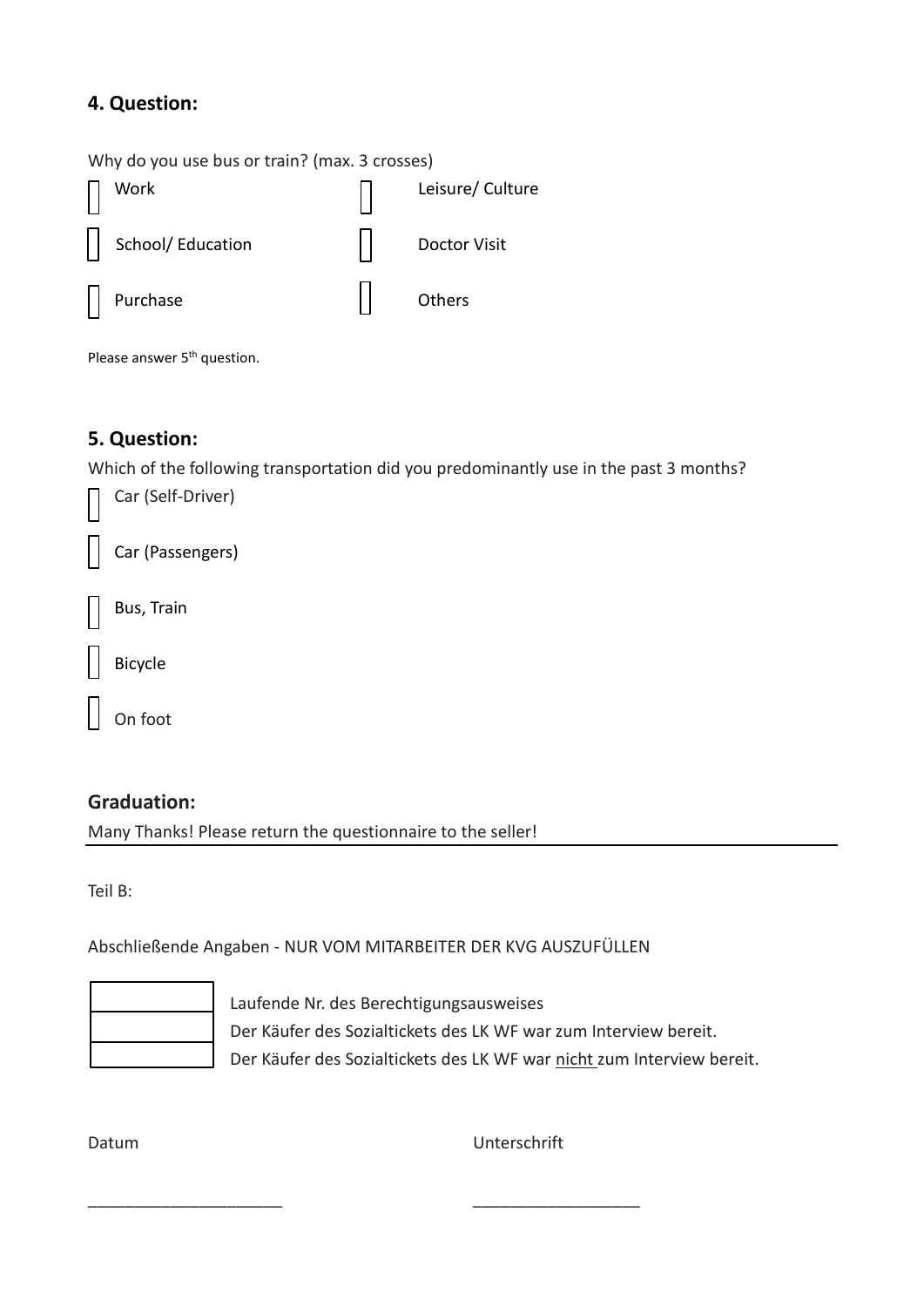## 4. Question:

Why do you use bus or train? (max. 3 crosses)

- [ ] Work
- [ ] Leisure/ Culture
- [ ] School/ Education
- [ ] Doctor Visit
- [ ] Purchase
- [ ] Others

Please answer 5th question.

## 5. Question:

Which of the following transportation did you predominantly use in the past 3 months?

- [ ] Car (Self-Driver)
- [ ] Car (Passengers)
- [ ] Bus, Train
- [ ] Bicycle
- [ ] On foot

## Graduation:

Many Thanks! Please return the questionnaire to the seller!

---

Teil B:

Abschließende Angaben - NUR VOM MITARBEITER DER KVG AUSZUFÜLLEN

| | |
|---|---|
| | Laufende Nr. des Berechtigungsausweises |
| | Der Käufer des Sozialtickets des LK WF war zum Interview bereit. |
| | Der Käufer des Sozialtickets des LK WF war nicht zum Interview bereit. |

Datum ______________________

Unterschrift ___________________